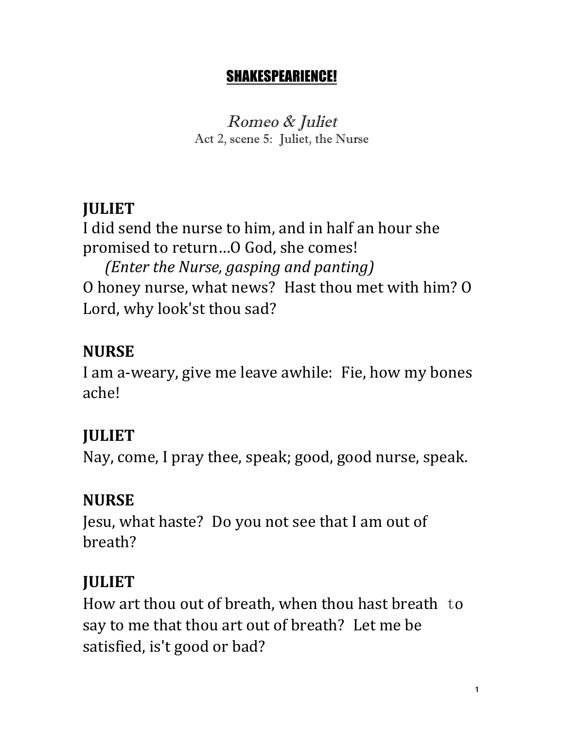# SHAKESPEARIENCE!

## *Romeo & Juliet*

Act 2, scene 5: Juliet, the Nurse

### JULIET

I did send the nurse to him, and in half an hour she promised to return…O God, she comes!

*(Enter the Nurse, gasping and panting)*

O honey nurse, what news? Hast thou met with him? O Lord, why look'st thou sad?

### NURSE

I am a-weary, give me leave awhile: Fie, how my bones ache!

### JULIET

Nay, come, I pray thee, speak; good, good nurse, speak.

### NURSE

Jesu, what haste? Do you not see that I am out of breath?

### JULIET

How art thou out of breath, when thou hast breath to say to me that thou art out of breath? Let me be satisfied, is't good or bad?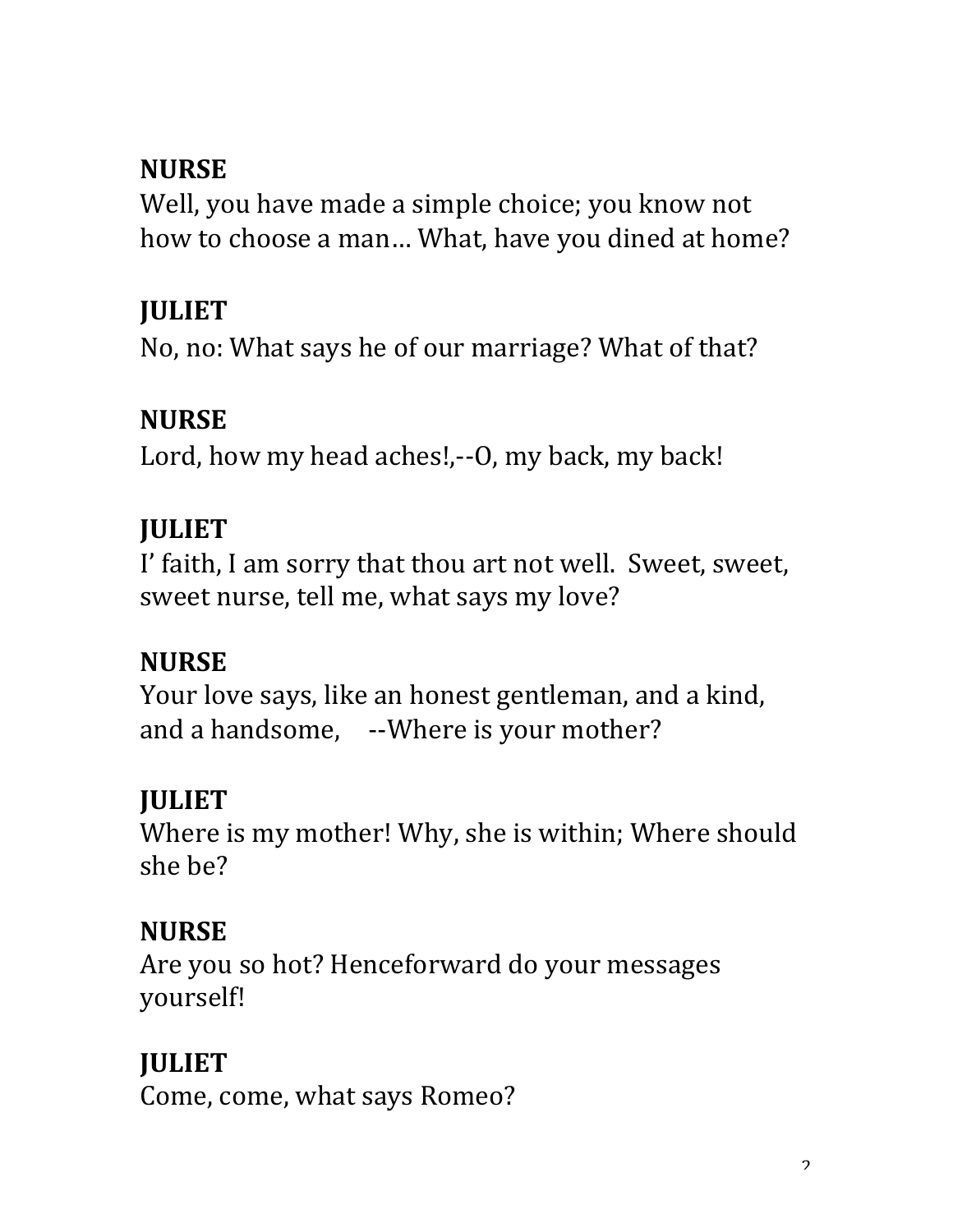**NURSE**
Well, you have made a simple choice; you know not how to choose a man… What, have you dined at home?

**JULIET**
No, no: What says he of our marriage? What of that?

**NURSE**
Lord, how my head aches!,--O, my back, my back!

**JULIET**
I' faith, I am sorry that thou art not well. Sweet, sweet, sweet nurse, tell me, what says my love?

**NURSE**
Your love says, like an honest gentleman, and a kind, and a handsome, --Where is your mother?

**JULIET**
Where is my mother! Why, she is within; Where should she be?

**NURSE**
Are you so hot? Henceforward do your messages yourself!

**JULIET**
Come, come, what says Romeo?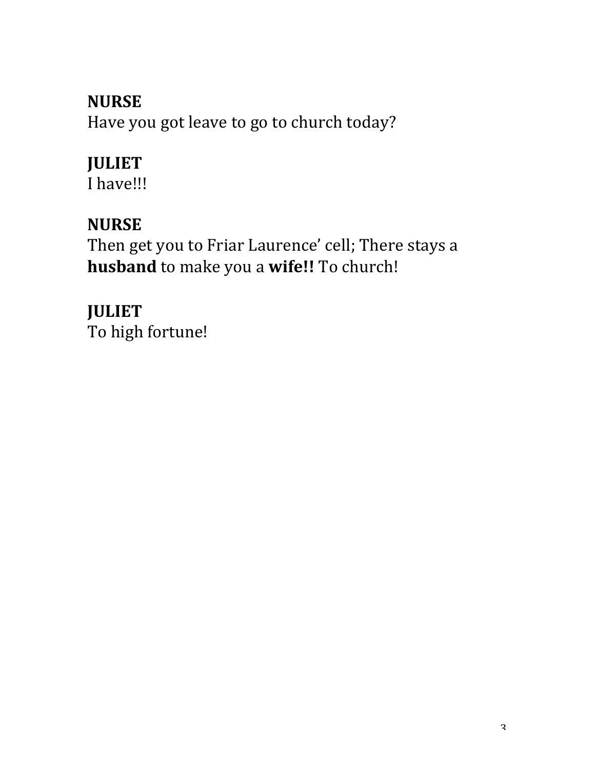**NURSE**
Have you got leave to go to church today?

**JULIET**
I have!!!

**NURSE**
Then get you to Friar Laurence' cell; There stays a **husband** to make you a **wife!!** To church!

**JULIET**
To high fortune!